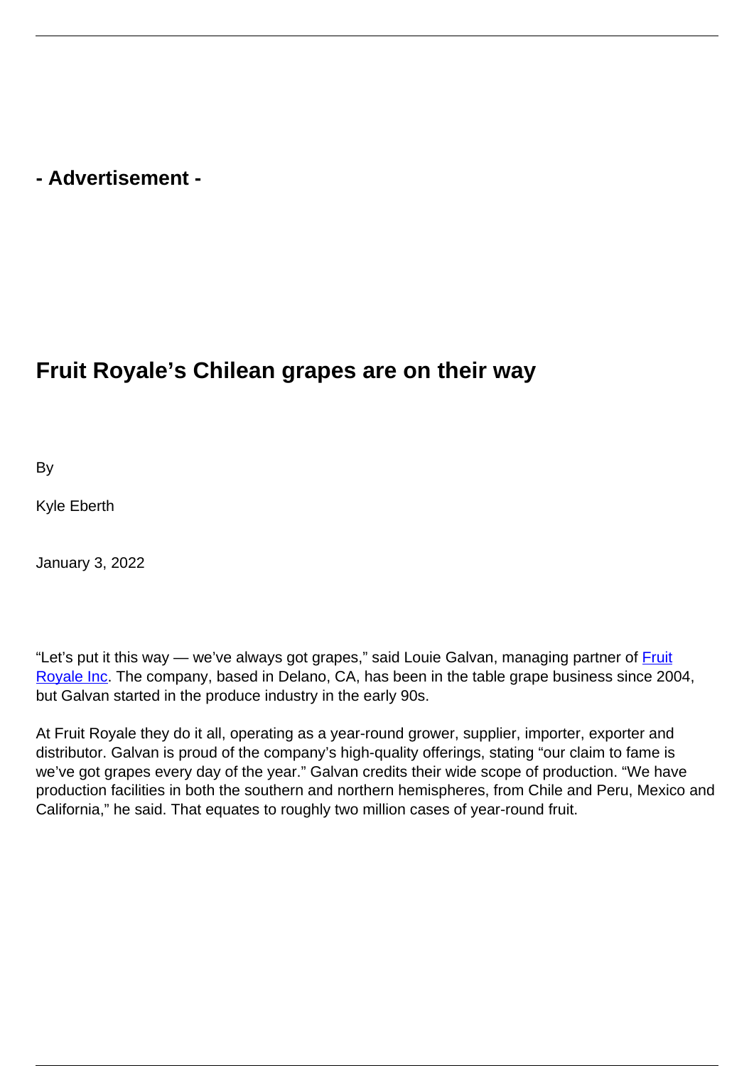- Advertisement -

# Fruit Royale's Chilean grapes are on their way

By

Kyle Eberth

January 3, 2022

"Let's put it this way — we've always got grapes," said Louie Galvan, managing partner of [Fruit Royale Inc](). The company, based in Delano, CA, has been in the table grape business since 2004, but Galvan started in the produce industry in the early 90s.

At Fruit Royale they do it all, operating as a year-round grower, supplier, importer, exporter and distributor. Galvan is proud of the company's high-quality offerings, stating "our claim to fame is we've got grapes every day of the year." Galvan credits their wide scope of production. "We have production facilities in both the southern and northern hemispheres, from Chile and Peru, Mexico and California," he said. That equates to roughly two million cases of year-round fruit.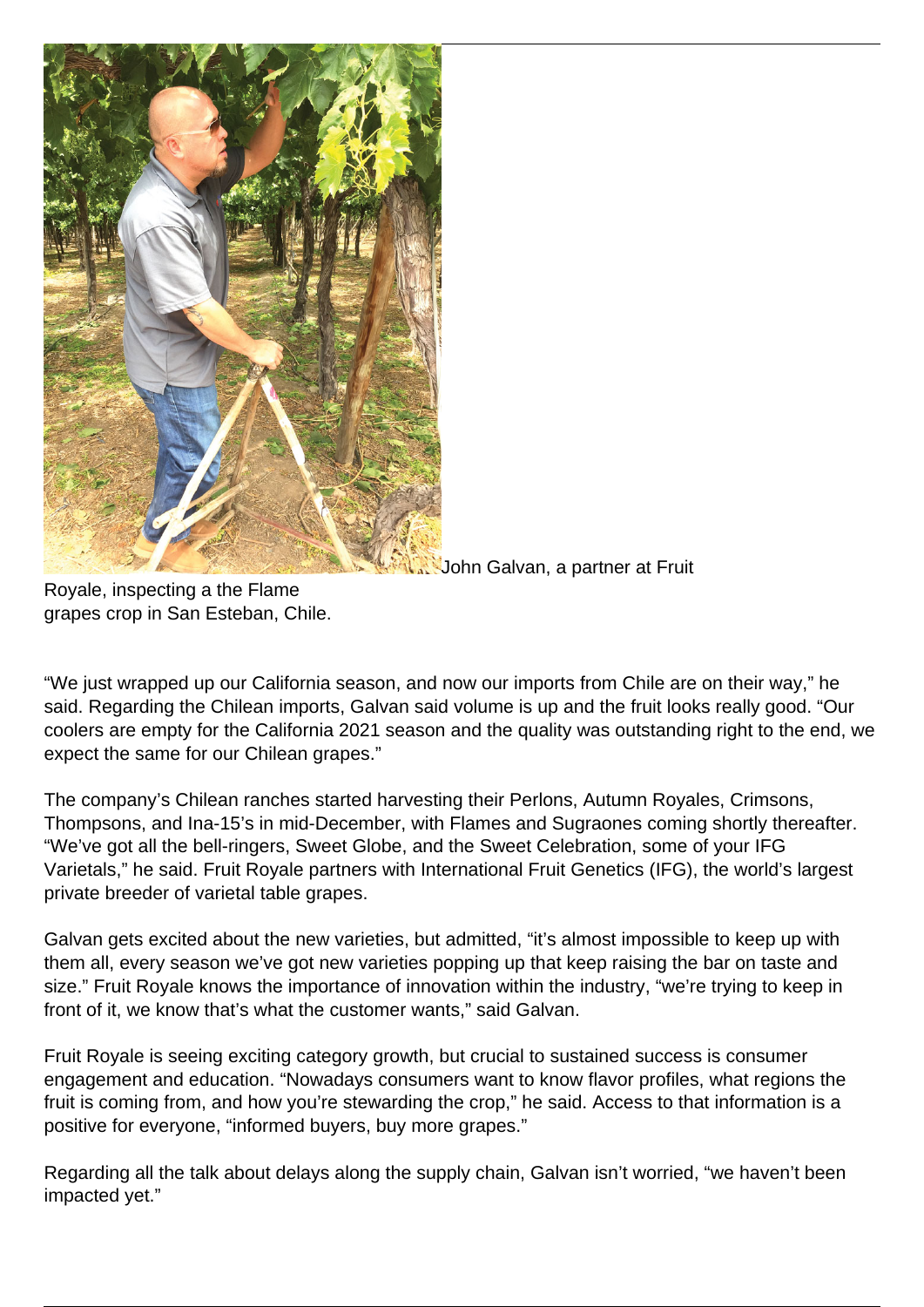John Galvan, a partner at Fruit Royale, inspecting a the Flame grapes crop in San Esteban, Chile.

“We just wrapped up our California season, and now our imports from Chile are on their way,” he said. Regarding the Chilean imports, Galvan said volume is up and the fruit looks really good. “Our coolers are empty for the California 2021 season and the quality was outstanding right to the end, we expect the same for our Chilean grapes.”

The company’s Chilean ranches started harvesting their Perlons, Autumn Royales, Crimsons, Thompsons, and Ina-15’s in mid-December, with Flames and Sugraones coming shortly thereafter. “We’ve got all the bell-ringers, Sweet Globe, and the Sweet Celebration, some of your IFG Varietals,” he said. Fruit Royale partners with International Fruit Genetics (IFG), the world’s largest private breeder of varietal table grapes.

Galvan gets excited about the new varieties, but admitted, “it’s almost impossible to keep up with them all, every season we’ve got new varieties popping up that keep raising the bar on taste and size.” Fruit Royale knows the importance of innovation within the industry, “we’re trying to keep in front of it, we know that’s what the customer wants,” said Galvan.

Fruit Royale is seeing exciting category growth, but crucial to sustained success is consumer engagement and education. “Nowadays consumers want to know flavor profiles, what regions the fruit is coming from, and how you’re stewarding the crop,” he said. Access to that information is a positive for everyone, “informed buyers, buy more grapes.”

Regarding all the talk about delays along the supply chain, Galvan isn’t worried, “we haven’t been impacted yet.”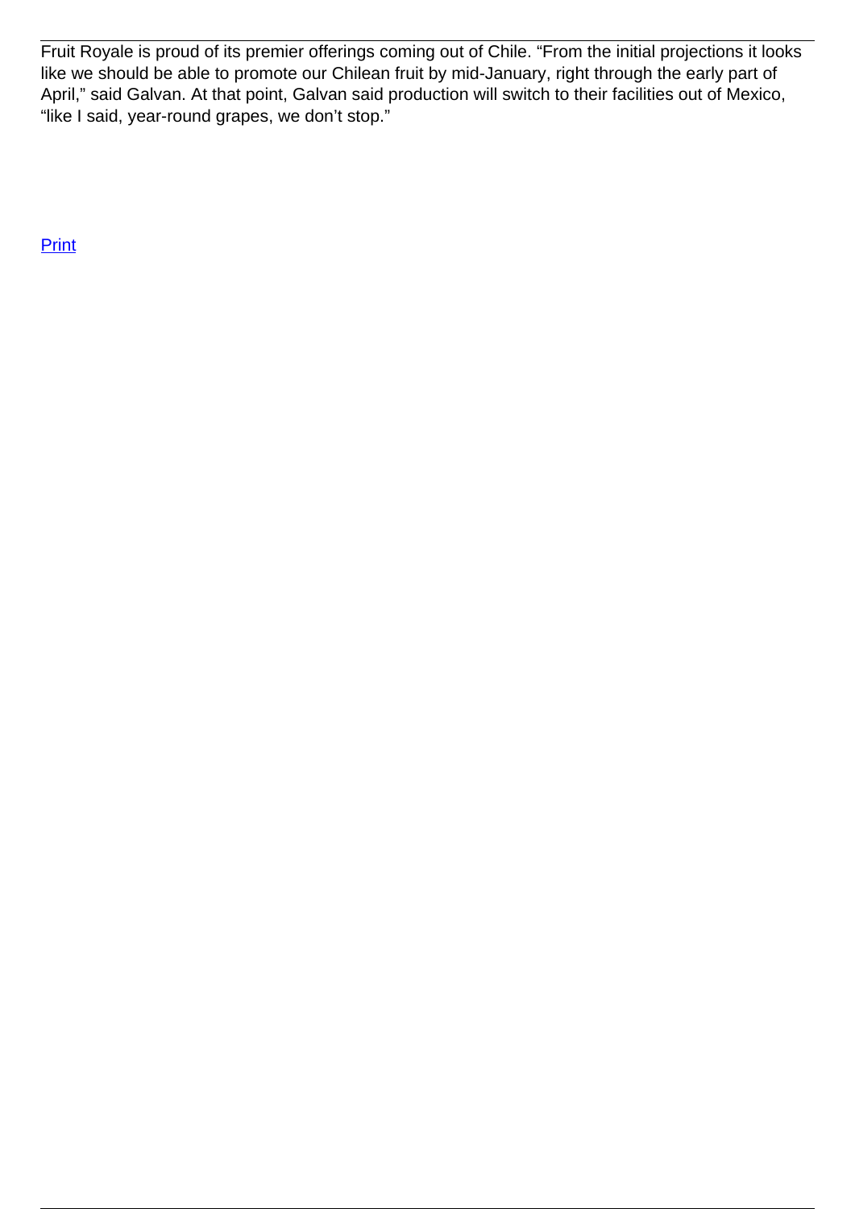Fruit Royale is proud of its premier offerings coming out of Chile. “From the initial projections it looks like we should be able to promote our Chilean fruit by mid-January, right through the early part of April,” said Galvan. At that point, Galvan said production will switch to their facilities out of Mexico, “like I said, year-round grapes, we don’t stop.”

Print